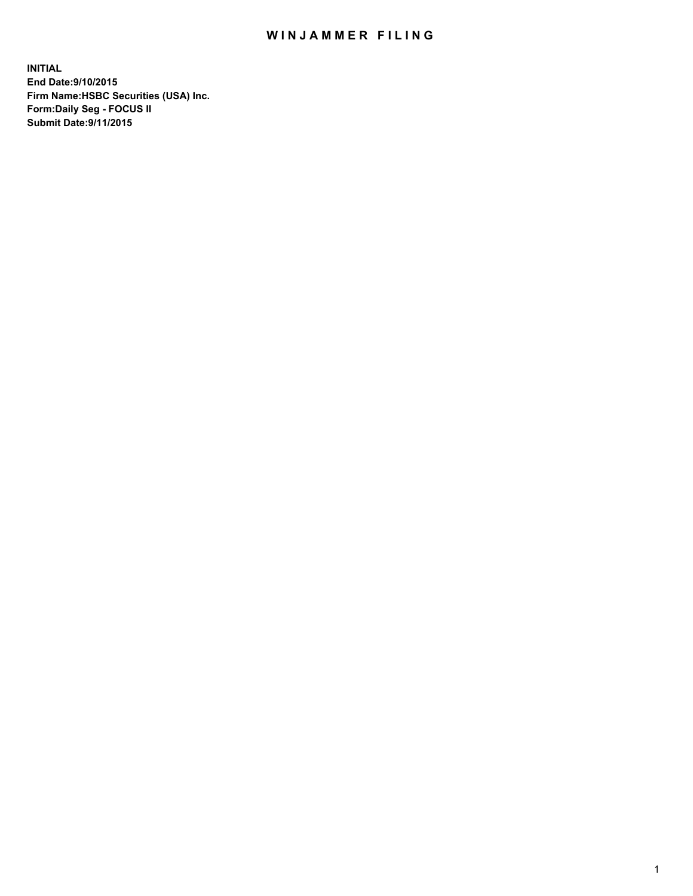# WINJAMMER FILING

**INITIAL**
**End Date:9/10/2015**
**Firm Name:HSBC Securities (USA) Inc.**
**Form:Daily Seg - FOCUS II**
**Submit Date:9/11/2015**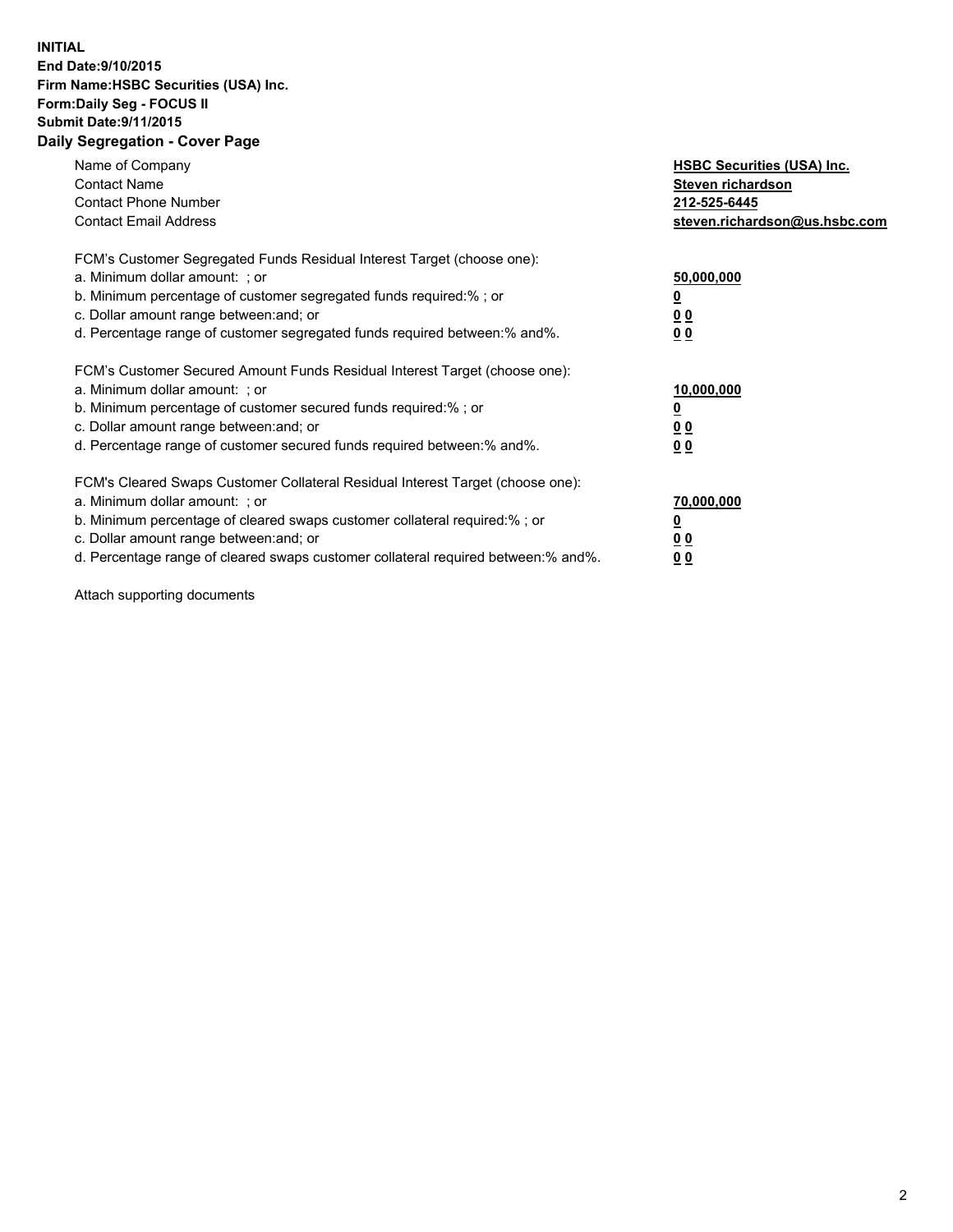**INITIAL**
**End Date:9/10/2015**
**Firm Name:HSBC Securities (USA) Inc.**
**Form:Daily Seg - FOCUS II**
**Submit Date:9/11/2015**

## Daily Segregation - Cover Page

| | |
|---|---|
| Name of Company | **HSBC Securities (USA) Inc.** |
| Contact Name | **Steven richardson** |
| Contact Phone Number | **212-525-6445** |
| Contact Email Address | **steven.richardson@us.hsbc.com** |

FCM's Customer Segregated Funds Residual Interest Target (choose one):

| | |
|---|---|
| a. Minimum dollar amount: ; or | **50,000,000** |
| b. Minimum percentage of customer segregated funds required:% ; or | **0** |
| c. Dollar amount range between:and; or | **0 0** |
| d. Percentage range of customer segregated funds required between:% and%. | **0 0** |

FCM's Customer Secured Amount Funds Residual Interest Target (choose one):

| | |
|---|---|
| a. Minimum dollar amount: ; or | **10,000,000** |
| b. Minimum percentage of customer secured funds required:% ; or | **0** |
| c. Dollar amount range between:and; or | **0 0** |
| d. Percentage range of customer secured funds required between:% and%. | **0 0** |

FCM's Cleared Swaps Customer Collateral Residual Interest Target (choose one):

| | |
|---|---|
| a. Minimum dollar amount: ; or | **70,000,000** |
| b. Minimum percentage of cleared swaps customer collateral required:% ; or | **0** |
| c. Dollar amount range between:and; or | **0 0** |
| d. Percentage range of cleared swaps customer collateral required between:% and%. | **0 0** |

Attach supporting documents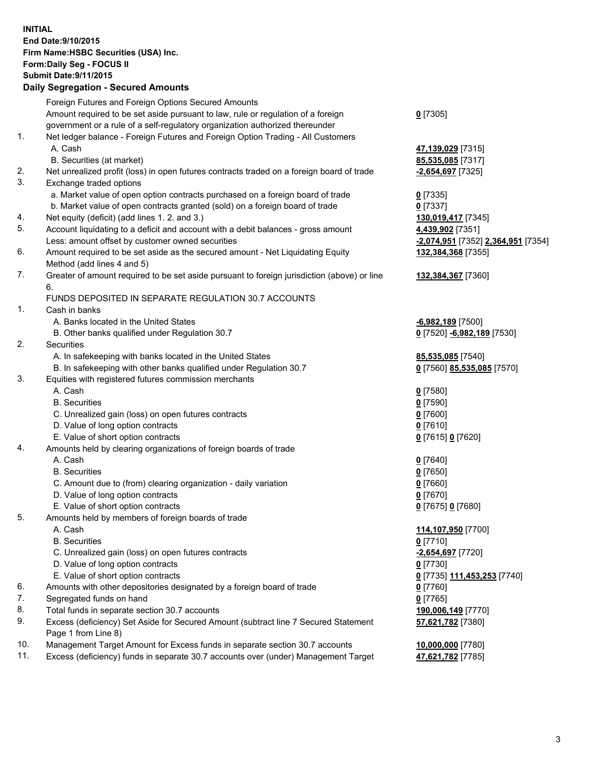**INITIAL**
**End Date:9/10/2015**
**Firm Name:HSBC Securities (USA) Inc.**
**Form:Daily Seg - FOCUS II**
**Submit Date:9/11/2015**

## Daily Segregation - Secured Amounts

| | | |
|---|---|---|
| | Foreign Futures and Foreign Options Secured Amounts | |
| | Amount required to be set aside pursuant to law, rule or regulation of a foreign government or a rule of a self-regulatory organization authorized thereunder | **0** [7305] |
| 1. | Net ledger balance - Foreign Futures and Foreign Option Trading - All Customers | |
| | A. Cash | **47,139,029** [7315] |
| | B. Securities (at market) | **85,535,085** [7317] |
| 2. | Net unrealized profit (loss) in open futures contracts traded on a foreign board of trade | **-2,654,697** [7325] |
| 3. | Exchange traded options | |
| | a. Market value of open option contracts purchased on a foreign board of trade | **0** [7335] |
| | b. Market value of open contracts granted (sold) on a foreign board of trade | **0** [7337] |
| 4. | Net equity (deficit) (add lines 1. 2. and 3.) | **130,019,417** [7345] |
| 5. | Account liquidating to a deficit and account with a debit balances - gross amount | **4,439,902** [7351] |
| | Less: amount offset by customer owned securities | **-2,074,951** [7352] **2,364,951** [7354] |
| 6. | Amount required to be set aside as the secured amount - Net Liquidating Equity Method (add lines 4 and 5) | **132,384,368** [7355] |
| 7. | Greater of amount required to be set aside pursuant to foreign jurisdiction (above) or line 6. | **132,384,367** [7360] |
| | FUNDS DEPOSITED IN SEPARATE REGULATION 30.7 ACCOUNTS | |
| 1. | Cash in banks | |
| | A. Banks located in the United States | **-6,982,189** [7500] |
| | B. Other banks qualified under Regulation 30.7 | **0** [7520] **-6,982,189** [7530] |
| 2. | Securities | |
| | A. In safekeeping with banks located in the United States | **85,535,085** [7540] |
| | B. In safekeeping with other banks qualified under Regulation 30.7 | **0** [7560] **85,535,085** [7570] |
| 3. | Equities with registered futures commission merchants | |
| | A. Cash | **0** [7580] |
| | B. Securities | **0** [7590] |
| | C. Unrealized gain (loss) on open futures contracts | **0** [7600] |
| | D. Value of long option contracts | **0** [7610] |
| | E. Value of short option contracts | **0** [7615] **0** [7620] |
| 4. | Amounts held by clearing organizations of foreign boards of trade | |
| | A. Cash | **0** [7640] |
| | B. Securities | **0** [7650] |
| | C. Amount due to (from) clearing organization - daily variation | **0** [7660] |
| | D. Value of long option contracts | **0** [7670] |
| | E. Value of short option contracts | **0** [7675] **0** [7680] |
| 5. | Amounts held by members of foreign boards of trade | |
| | A. Cash | **114,107,950** [7700] |
| | B. Securities | **0** [7710] |
| | C. Unrealized gain (loss) on open futures contracts | **-2,654,697** [7720] |
| | D. Value of long option contracts | **0** [7730] |
| | E. Value of short option contracts | **0** [7735] **111,453,253** [7740] |
| 6. | Amounts with other depositories designated by a foreign board of trade | **0** [7760] |
| 7. | Segregated funds on hand | **0** [7765] |
| 8. | Total funds in separate section 30.7 accounts | **190,006,149** [7770] |
| 9. | Excess (deficiency) Set Aside for Secured Amount (subtract line 7 Secured Statement Page 1 from Line 8) | **57,621,782** [7380] |
| 10. | Management Target Amount for Excess funds in separate section 30.7 accounts | **10,000,000** [7780] |
| 11. | Excess (deficiency) funds in separate 30.7 accounts over (under) Management Target | **47,621,782** [7785] |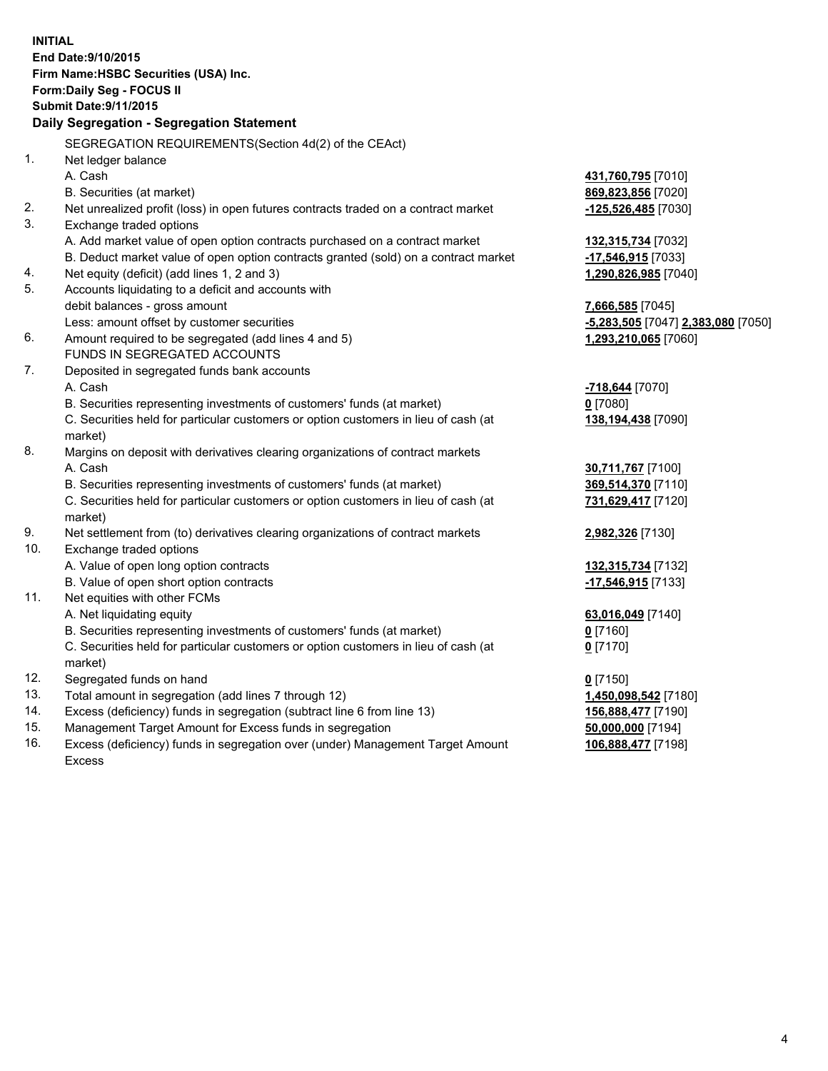**INITIAL**
**End Date:9/10/2015**
**Firm Name:HSBC Securities (USA) Inc.**
**Form:Daily Seg - FOCUS II**
**Submit Date:9/11/2015**

## Daily Segregation - Segregation Statement

SEGREGATION REQUIREMENTS(Section 4d(2) of the CEAct)

| | | |
|---|---|---|
| 1. | Net ledger balance | |
| | A. Cash | 431,760,795 [7010] |
| | B. Securities (at market) | 869,823,856 [7020] |
| 2. | Net unrealized profit (loss) in open futures contracts traded on a contract market | -125,526,485 [7030] |
| 3. | Exchange traded options | |
| | A. Add market value of open option contracts purchased on a contract market | 132,315,734 [7032] |
| | B. Deduct market value of open option contracts granted (sold) on a contract market | -17,546,915 [7033] |
| 4. | Net equity (deficit) (add lines 1, 2 and 3) | 1,290,826,985 [7040] |
| 5. | Accounts liquidating to a deficit and accounts with | |
| | debit balances - gross amount | 7,666,585 [7045] |
| | Less: amount offset by customer securities | -5,283,505 [7047] 2,383,080 [7050] |
| 6. | Amount required to be segregated (add lines 4 and 5) | 1,293,210,065 [7060] |
| | FUNDS IN SEGREGATED ACCOUNTS | |
| 7. | Deposited in segregated funds bank accounts | |
| | A. Cash | -718,644 [7070] |
| | B. Securities representing investments of customers' funds (at market) | 0 [7080] |
| | C. Securities held for particular customers or option customers in lieu of cash (at market) | 138,194,438 [7090] |
| 8. | Margins on deposit with derivatives clearing organizations of contract markets | |
| | A. Cash | 30,711,767 [7100] |
| | B. Securities representing investments of customers' funds (at market) | 369,514,370 [7110] |
| | C. Securities held for particular customers or option customers in lieu of cash (at market) | 731,629,417 [7120] |
| 9. | Net settlement from (to) derivatives clearing organizations of contract markets | 2,982,326 [7130] |
| 10. | Exchange traded options | |
| | A. Value of open long option contracts | 132,315,734 [7132] |
| | B. Value of open short option contracts | -17,546,915 [7133] |
| 11. | Net equities with other FCMs | |
| | A. Net liquidating equity | 63,016,049 [7140] |
| | B. Securities representing investments of customers' funds (at market) | 0 [7160] |
| | C. Securities held for particular customers or option customers in lieu of cash (at market) | 0 [7170] |
| 12. | Segregated funds on hand | 0 [7150] |
| 13. | Total amount in segregation (add lines 7 through 12) | 1,450,098,542 [7180] |
| 14. | Excess (deficiency) funds in segregation (subtract line 6 from line 13) | 156,888,477 [7190] |
| 15. | Management Target Amount for Excess funds in segregation | 50,000,000 [7194] |
| 16. | Excess (deficiency) funds in segregation over (under) Management Target Amount Excess | 106,888,477 [7198] |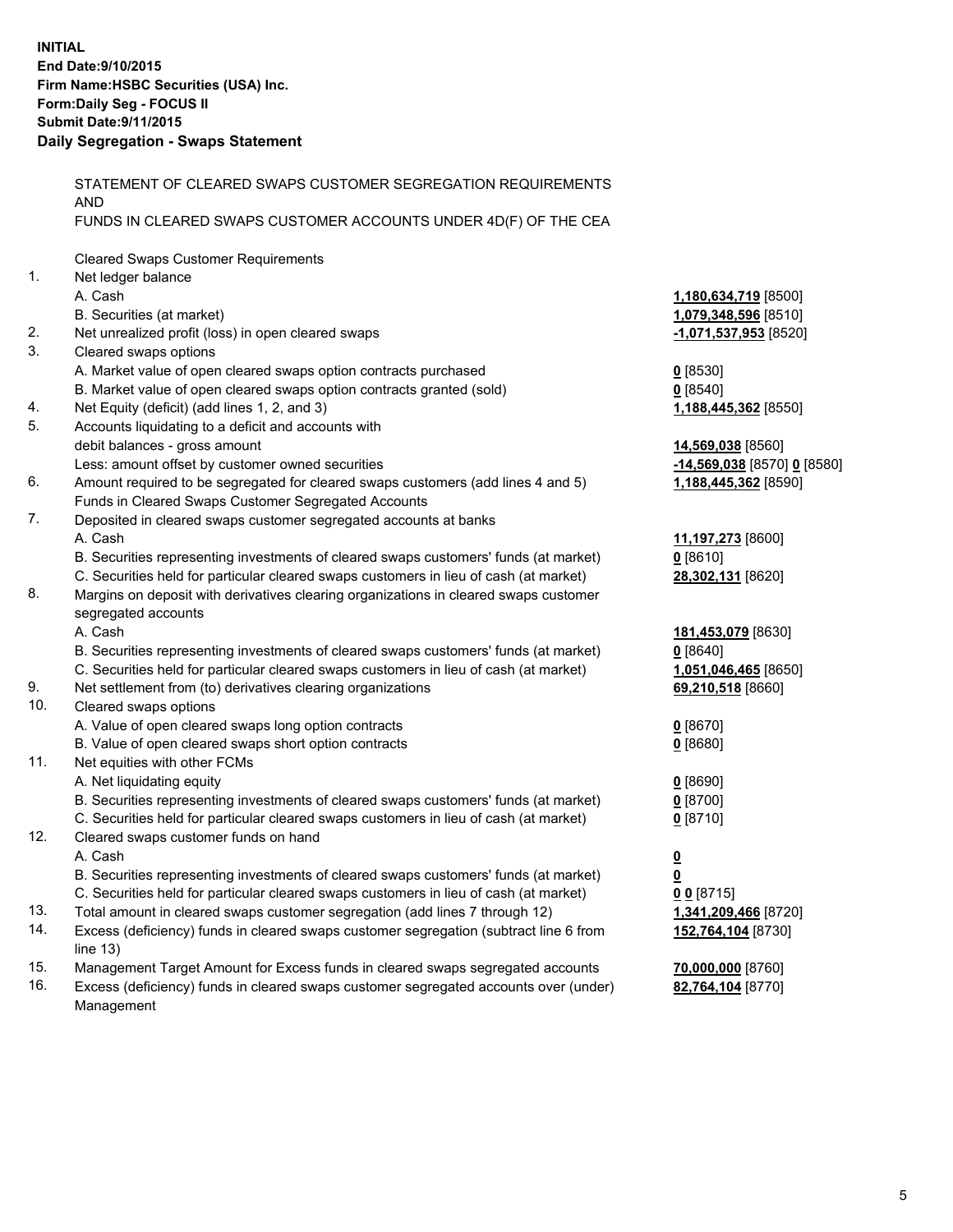**INITIAL**
**End Date:9/10/2015**
**Firm Name:HSBC Securities (USA) Inc.**
**Form:Daily Seg - FOCUS II**
**Submit Date:9/11/2015**
**Daily Segregation - Swaps Statement**

STATEMENT OF CLEARED SWAPS CUSTOMER SEGREGATION REQUIREMENTS AND FUNDS IN CLEARED SWAPS CUSTOMER ACCOUNTS UNDER 4D(F) OF THE CEA

| | | |
|---|---|---|
| | Cleared Swaps Customer Requirements | |
| 1. | Net ledger balance | |
| | A. Cash | 1,180,634,719 [8500] |
| | B. Securities (at market) | 1,079,348,596 [8510] |
| 2. | Net unrealized profit (loss) in open cleared swaps | -1,071,537,953 [8520] |
| 3. | Cleared swaps options | |
| | A. Market value of open cleared swaps option contracts purchased | 0 [8530] |
| | B. Market value of open cleared swaps option contracts granted (sold) | 0 [8540] |
| 4. | Net Equity (deficit) (add lines 1, 2, and 3) | 1,188,445,362 [8550] |
| 5. | Accounts liquidating to a deficit and accounts with debit balances - gross amount | 14,569,038 [8560] |
| | Less: amount offset by customer owned securities | -14,569,038 [8570] 0 [8580] |
| 6. | Amount required to be segregated for cleared swaps customers (add lines 4 and 5) | 1,188,445,362 [8590] |
| | Funds in Cleared Swaps Customer Segregated Accounts | |
| 7. | Deposited in cleared swaps customer segregated accounts at banks | |
| | A. Cash | 11,197,273 [8600] |
| | B. Securities representing investments of cleared swaps customers' funds (at market) | 0 [8610] |
| | C. Securities held for particular cleared swaps customers in lieu of cash (at market) | 28,302,131 [8620] |
| 8. | Margins on deposit with derivatives clearing organizations in cleared swaps customer segregated accounts | |
| | A. Cash | 181,453,079 [8630] |
| | B. Securities representing investments of cleared swaps customers' funds (at market) | 0 [8640] |
| | C. Securities held for particular cleared swaps customers in lieu of cash (at market) | 1,051,046,465 [8650] |
| 9. | Net settlement from (to) derivatives clearing organizations | 69,210,518 [8660] |
| 10. | Cleared swaps options | |
| | A. Value of open cleared swaps long option contracts | 0 [8670] |
| | B. Value of open cleared swaps short option contracts | 0 [8680] |
| 11. | Net equities with other FCMs | |
| | A. Net liquidating equity | 0 [8690] |
| | B. Securities representing investments of cleared swaps customers' funds (at market) | 0 [8700] |
| | C. Securities held for particular cleared swaps customers in lieu of cash (at market) | 0 [8710] |
| 12. | Cleared swaps customer funds on hand | |
| | A. Cash | 0 |
| | B. Securities representing investments of cleared swaps customers' funds (at market) | 0 |
| | C. Securities held for particular cleared swaps customers in lieu of cash (at market) | 0 0 [8715] |
| 13. | Total amount in cleared swaps customer segregation (add lines 7 through 12) | 1,341,209,466 [8720] |
| 14. | Excess (deficiency) funds in cleared swaps customer segregation (subtract line 6 from line 13) | 152,764,104 [8730] |
| 15. | Management Target Amount for Excess funds in cleared swaps segregated accounts | 70,000,000 [8760] |
| 16. | Excess (deficiency) funds in cleared swaps customer segregated accounts over (under) Management | 82,764,104 [8770] |